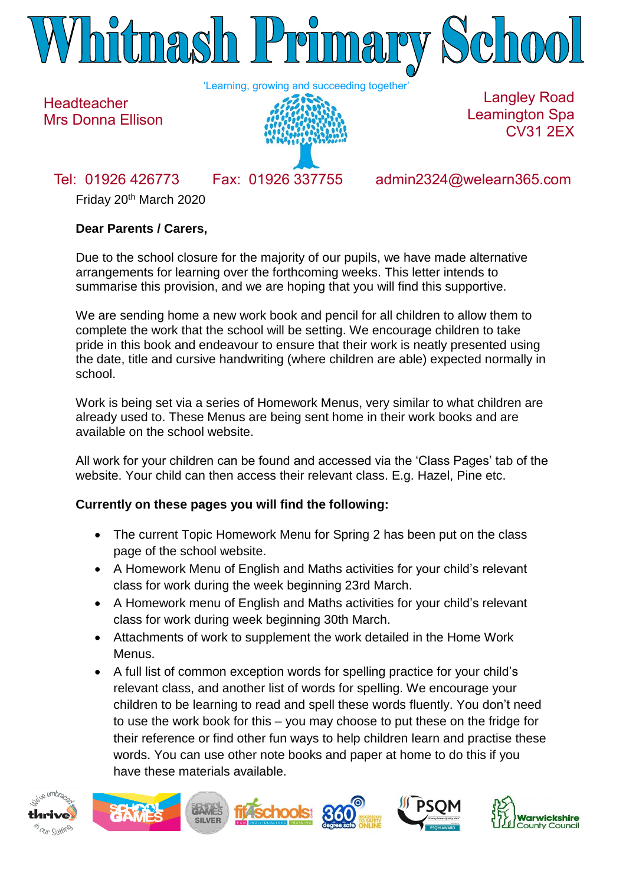# Whitnash Primary School

'Learning, growing and succeeding together'

Headteacher
Mrs Donna Ellison

Langley Road
Leamington Spa
CV31 2EX

Tel: 01926 426773 Fax: 01926 337755 admin2324@welearn365.com

Friday 20th March 2020

**Dear Parents / Carers,**

Due to the school closure for the majority of our pupils, we have made alternative arrangements for learning over the forthcoming weeks. This letter intends to summarise this provision, and we are hoping that you will find this supportive.

We are sending home a new work book and pencil for all children to allow them to complete the work that the school will be setting. We encourage children to take pride in this book and endeavour to ensure that their work is neatly presented using the date, title and cursive handwriting (where children are able) expected normally in school.

Work is being set via a series of Homework Menus, very similar to what children are already used to. These Menus are being sent home in their work books and are available on the school website.

All work for your children can be found and accessed via the 'Class Pages' tab of the website. Your child can then access their relevant class. E.g. Hazel, Pine etc.

**Currently on these pages you will find the following:**

- The current Topic Homework Menu for Spring 2 has been put on the class page of the school website.
- A Homework Menu of English and Maths activities for your child's relevant class for work during the week beginning 23rd March.
- A Homework menu of English and Maths activities for your child's relevant class for work during week beginning 30th March.
- Attachments of work to supplement the work detailed in the Home Work Menus.
- A full list of common exception words for spelling practice for your child's relevant class, and another list of words for spelling. We encourage your children to be learning to read and spell these words fluently. You don't need to use the work book for this – you may choose to put these on the fridge for their reference or find other fun ways to help children learn and practise these words. You can use other note books and paper at home to do this if you have these materials available.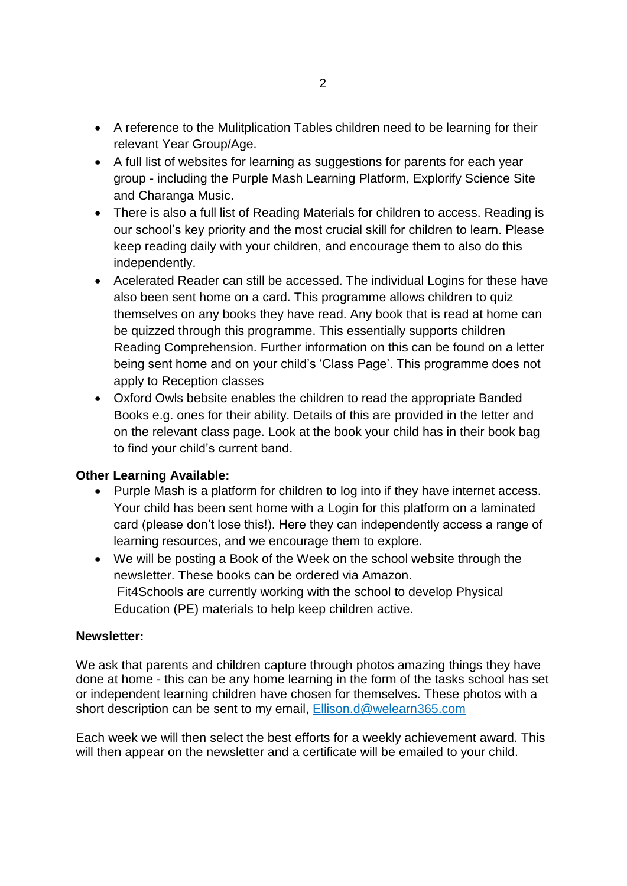- A reference to the Mulitplication Tables children need to be learning for their relevant Year Group/Age.
- A full list of websites for learning as suggestions for parents for each year group - including the Purple Mash Learning Platform, Explorify Science Site and Charanga Music.
- There is also a full list of Reading Materials for children to access. Reading is our school's key priority and the most crucial skill for children to learn. Please keep reading daily with your children, and encourage them to also do this independently.
- Acelerated Reader can still be accessed. The individual Logins for these have also been sent home on a card. This programme allows children to quiz themselves on any books they have read. Any book that is read at home can be quizzed through this programme. This essentially supports children Reading Comprehension. Further information on this can be found on a letter being sent home and on your child's 'Class Page'. This programme does not apply to Reception classes
- Oxford Owls bebsite enables the children to read the appropriate Banded Books e.g. ones for their ability. Details of this are provided in the letter and on the relevant class page. Look at the book your child has in their book bag to find your child's current band.

**Other Learning Available:**

- Purple Mash is a platform for children to log into if they have internet access. Your child has been sent home with a Login for this platform on a laminated card (please don't lose this!). Here they can independently access a range of learning resources, and we encourage them to explore.
- We will be posting a Book of the Week on the school website through the newsletter. These books can be ordered via Amazon.
  Fit4Schools are currently working with the school to develop Physical Education (PE) materials to help keep children active.

**Newsletter:**

We ask that parents and children capture through photos amazing things they have done at home - this can be any home learning in the form of the tasks school has set or independent learning children have chosen for themselves. These photos with a short description can be sent to my email, [Ellison.d@welearn365.com](mailto:Ellison.d@welearn365.com)

Each week we will then select the best efforts for a weekly achievement award. This will then appear on the newsletter and a certificate will be emailed to your child.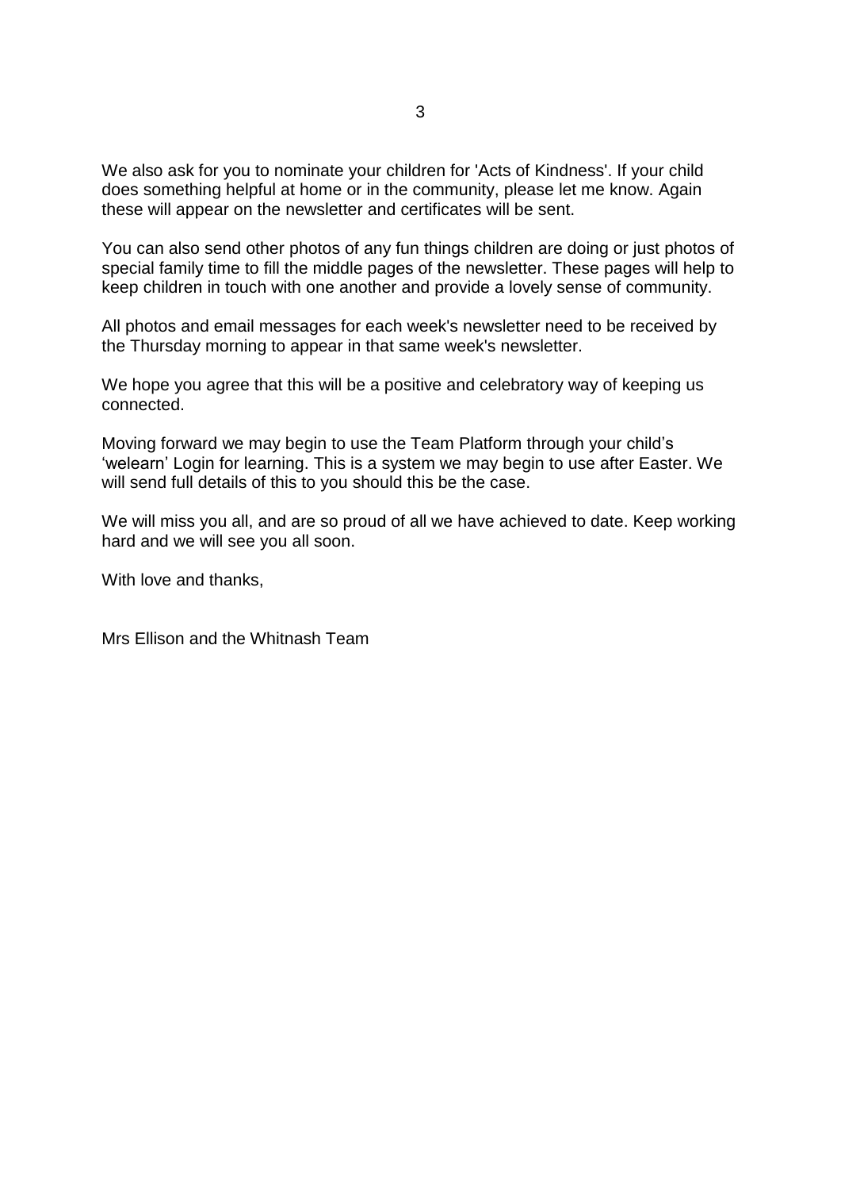We also ask for you to nominate your children for 'Acts of Kindness'. If your child does something helpful at home or in the community, please let me know. Again these will appear on the newsletter and certificates will be sent.

You can also send other photos of any fun things children are doing or just photos of special family time to fill the middle pages of the newsletter. These pages will help to keep children in touch with one another and provide a lovely sense of community.

All photos and email messages for each week's newsletter need to be received by the Thursday morning to appear in that same week's newsletter.

We hope you agree that this will be a positive and celebratory way of keeping us connected.

Moving forward we may begin to use the Team Platform through your child's 'welearn' Login for learning. This is a system we may begin to use after Easter. We will send full details of this to you should this be the case.

We will miss you all, and are so proud of all we have achieved to date. Keep working hard and we will see you all soon.

With love and thanks,

Mrs Ellison and the Whitnash Team